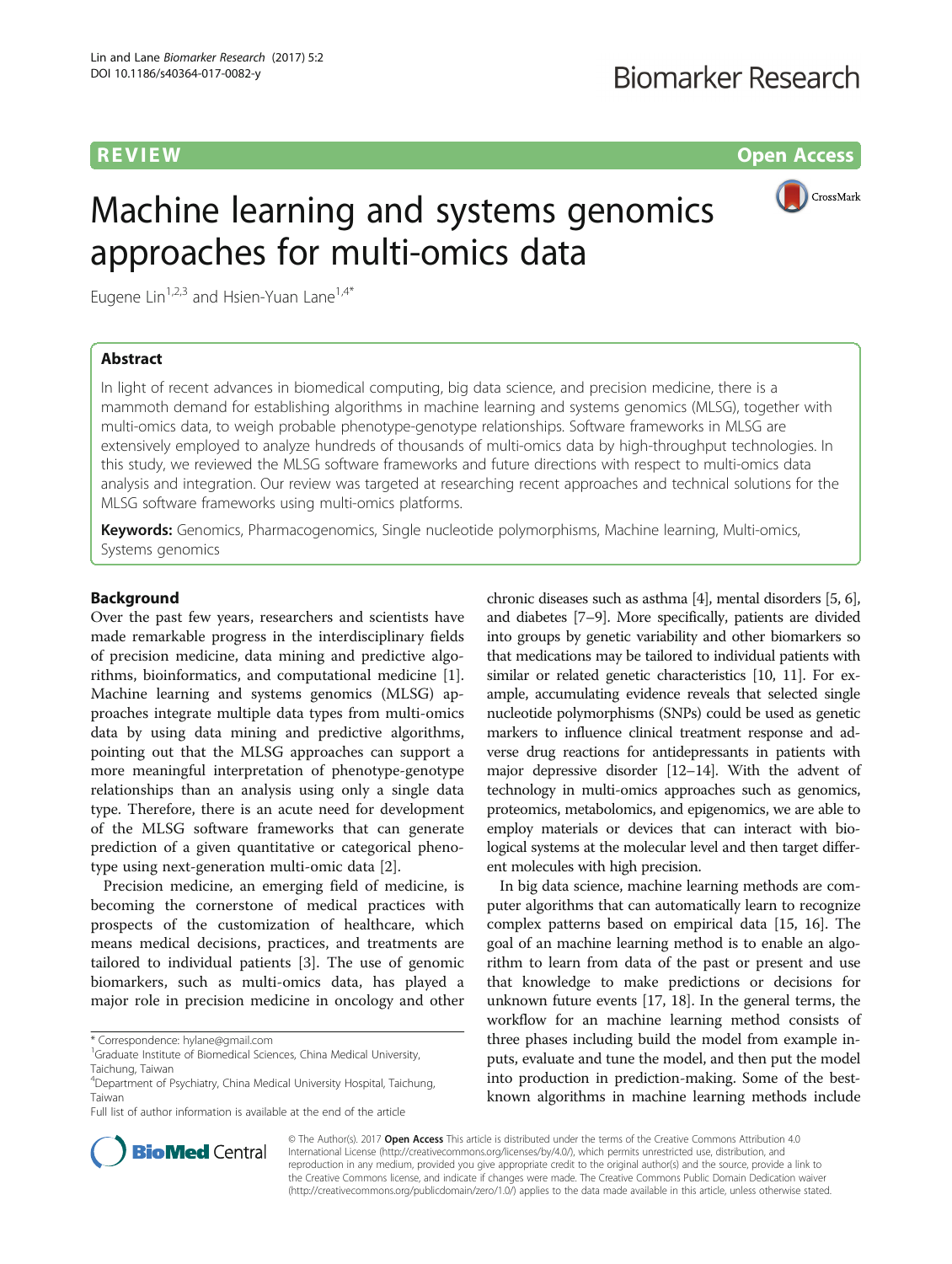REVIEW Open Access

# Machine learning and systems genomics approaches for multi-omics data

Eugene Lin[1,2,3] and Hsien-Yuan Lane[1,4*]

## Abstract

In light of recent advances in biomedical computing, big data science, and precision medicine, there is a mammoth demand for establishing algorithms in machine learning and systems genomics (MLSG), together with multi-omics data, to weigh probable phenotype-genotype relationships. Software frameworks in MLSG are extensively employed to analyze hundreds of thousands of multi-omics data by high-throughput technologies. In this study, we reviewed the MLSG software frameworks and future directions with respect to multi-omics data analysis and integration. Our review was targeted at researching recent approaches and technical solutions for the MLSG software frameworks using multi-omics platforms.

**Keywords:** Genomics, Pharmacogenomics, Single nucleotide polymorphisms, Machine learning, Multi-omics, Systems genomics

## Background

Over the past few years, researchers and scientists have made remarkable progress in the interdisciplinary fields of precision medicine, data mining and predictive algorithms, bioinformatics, and computational medicine [1]. Machine learning and systems genomics (MLSG) approaches integrate multiple data types from multi-omics data by using data mining and predictive algorithms, pointing out that the MLSG approaches can support a more meaningful interpretation of phenotype-genotype relationships than an analysis using only a single data type. Therefore, there is an acute need for development of the MLSG software frameworks that can generate prediction of a given quantitative or categorical phenotype using next-generation multi-omic data [2].

Precision medicine, an emerging field of medicine, is becoming the cornerstone of medical practices with prospects of the customization of healthcare, which means medical decisions, practices, and treatments are tailored to individual patients [3]. The use of genomic biomarkers, such as multi-omics data, has played a major role in precision medicine in oncology and other chronic diseases such as asthma [4], mental disorders [5, 6], and diabetes [7–9]. More specifically, patients are divided into groups by genetic variability and other biomarkers so that medications may be tailored to individual patients with similar or related genetic characteristics [10, 11]. For example, accumulating evidence reveals that selected single nucleotide polymorphisms (SNPs) could be used as genetic markers to influence clinical treatment response and adverse drug reactions for antidepressants in patients with major depressive disorder [12–14]. With the advent of technology in multi-omics approaches such as genomics, proteomics, metabolomics, and epigenomics, we are able to employ materials or devices that can interact with biological systems at the molecular level and then target different molecules with high precision.

In big data science, machine learning methods are computer algorithms that can automatically learn to recognize complex patterns based on empirical data [15, 16]. The goal of an machine learning method is to enable an algorithm to learn from data of the past or present and use that knowledge to make predictions or decisions for unknown future events [17, 18]. In the general terms, the workflow for an machine learning method consists of three phases including build the model from example inputs, evaluate and tune the model, and then put the model into production in prediction-making. Some of the best-known algorithms in machine learning methods include

\* Correspondence: hylane@gmail.com
[1]Graduate Institute of Biomedical Sciences, China Medical University, Taichung, Taiwan
[4]Department of Psychiatry, China Medical University Hospital, Taichung, Taiwan
Full list of author information is available at the end of the article

© The Author(s). 2017 **Open Access** This article is distributed under the terms of the Creative Commons Attribution 4.0 International License (http://creativecommons.org/licenses/by/4.0/), which permits unrestricted use, distribution, and reproduction in any medium, provided you give appropriate credit to the original author(s) and the source, provide a link to the Creative Commons license, and indicate if changes were made. The Creative Commons Public Domain Dedication waiver (http://creativecommons.org/publicdomain/zero/1.0/) applies to the data made available in this article, unless otherwise stated.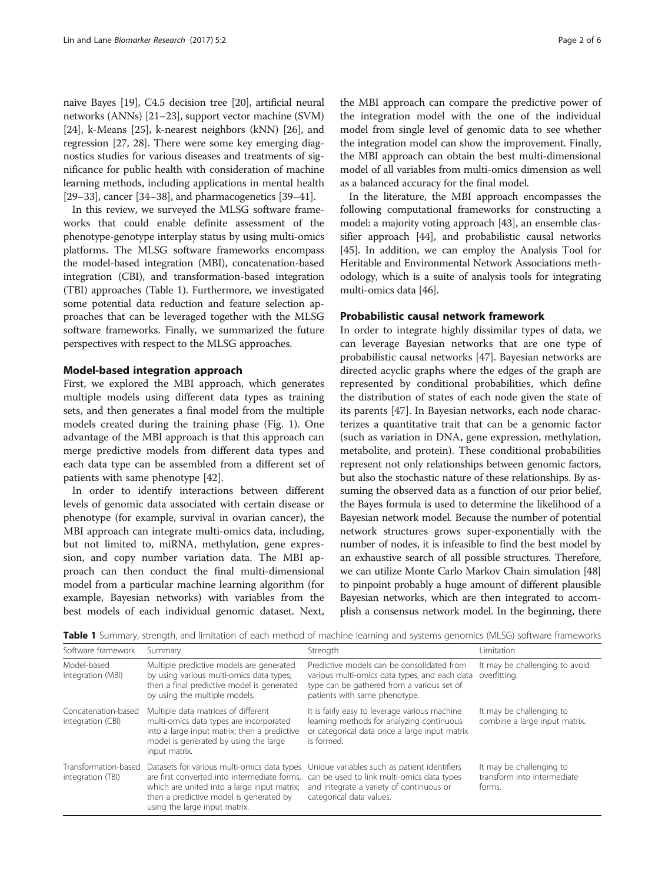naive Bayes [19], C4.5 decision tree [20], artificial neural networks (ANNs) [21–23], support vector machine (SVM) [24], k-Means [25], k-nearest neighbors (kNN) [26], and regression [27, 28]. There were some key emerging diagnostics studies for various diseases and treatments of significance for public health with consideration of machine learning methods, including applications in mental health [29–33], cancer [34–38], and pharmacogenetics [39–41].

In this review, we surveyed the MLSG software frameworks that could enable definite assessment of the phenotype-genotype interplay status by using multi-omics platforms. The MLSG software frameworks encompass the model-based integration (MBI), concatenation-based integration (CBI), and transformation-based integration (TBI) approaches (Table 1). Furthermore, we investigated some potential data reduction and feature selection approaches that can be leveraged together with the MLSG software frameworks. Finally, we summarized the future perspectives with respect to the MLSG approaches.

## Model-based integration approach

First, we explored the MBI approach, which generates multiple models using different data types as training sets, and then generates a final model from the multiple models created during the training phase (Fig. 1). One advantage of the MBI approach is that this approach can merge predictive models from different data types and each data type can be assembled from a different set of patients with same phenotype [42].

In order to identify interactions between different levels of genomic data associated with certain disease or phenotype (for example, survival in ovarian cancer), the MBI approach can integrate multi-omics data, including, but not limited to, miRNA, methylation, gene expression, and copy number variation data. The MBI approach can then conduct the final multi-dimensional model from a particular machine learning algorithm (for example, Bayesian networks) with variables from the best models of each individual genomic dataset. Next, the MBI approach can compare the predictive power of the integration model with the one of the individual model from single level of genomic data to see whether the integration model can show the improvement. Finally, the MBI approach can obtain the best multi-dimensional model of all variables from multi-omics dimension as well as a balanced accuracy for the final model.

In the literature, the MBI approach encompasses the following computational frameworks for constructing a model: a majority voting approach [43], an ensemble classifier approach [44], and probabilistic causal networks [45]. In addition, we can employ the Analysis Tool for Heritable and Environmental Network Associations methodology, which is a suite of analysis tools for integrating multi-omics data [46].

## Probabilistic causal network framework

In order to integrate highly dissimilar types of data, we can leverage Bayesian networks that are one type of probabilistic causal networks [47]. Bayesian networks are directed acyclic graphs where the edges of the graph are represented by conditional probabilities, which define the distribution of states of each node given the state of its parents [47]. In Bayesian networks, each node characterizes a quantitative trait that can be a genomic factor (such as variation in DNA, gene expression, methylation, metabolite, and protein). These conditional probabilities represent not only relationships between genomic factors, but also the stochastic nature of these relationships. By assuming the observed data as a function of our prior belief, the Bayes formula is used to determine the likelihood of a Bayesian network model. Because the number of potential network structures grows super-exponentially with the number of nodes, it is infeasible to find the best model by an exhaustive search of all possible structures. Therefore, we can utilize Monte Carlo Markov Chain simulation [48] to pinpoint probably a huge amount of different plausible Bayesian networks, which are then integrated to accomplish a consensus network model. In the beginning, there

**Table 1** Summary, strength, and limitation of each method of machine learning and systems genomics (MLSG) software frameworks

| Software framework | Summary | Strength | Limitation |
|---|---|---|---|
| Model-based integration (MBI) | Multiple predictive models are generated by using various multi-omics data types; then a final predictive model is generated by using the multiple models. | Predictive models can be consolidated from various multi-omics data types, and each data type can be gathered from a various set of patients with same phenotype. | It may be challenging to avoid overfitting. |
| Concatenation-based integration (CBI) | Multiple data matrices of different multi-omics data types are incorporated into a large input matrix; then a predictive model is generated by using the large input matrix. | It is fairly easy to leverage various machine learning methods for analyzing continuous or categorical data once a large input matrix is formed. | It may be challenging to combine a large input matrix. |
| Transformation-based integration (TBI) | Datasets for various multi-omics data types are first converted into intermediate forms, which are united into a large input matrix; then a predictive model is generated by using the large input matrix. | Unique variables such as patient identifiers can be used to link multi-omics data types and integrate a variety of continuous or categorical data values. | It may be challenging to transform into intermediate forms. |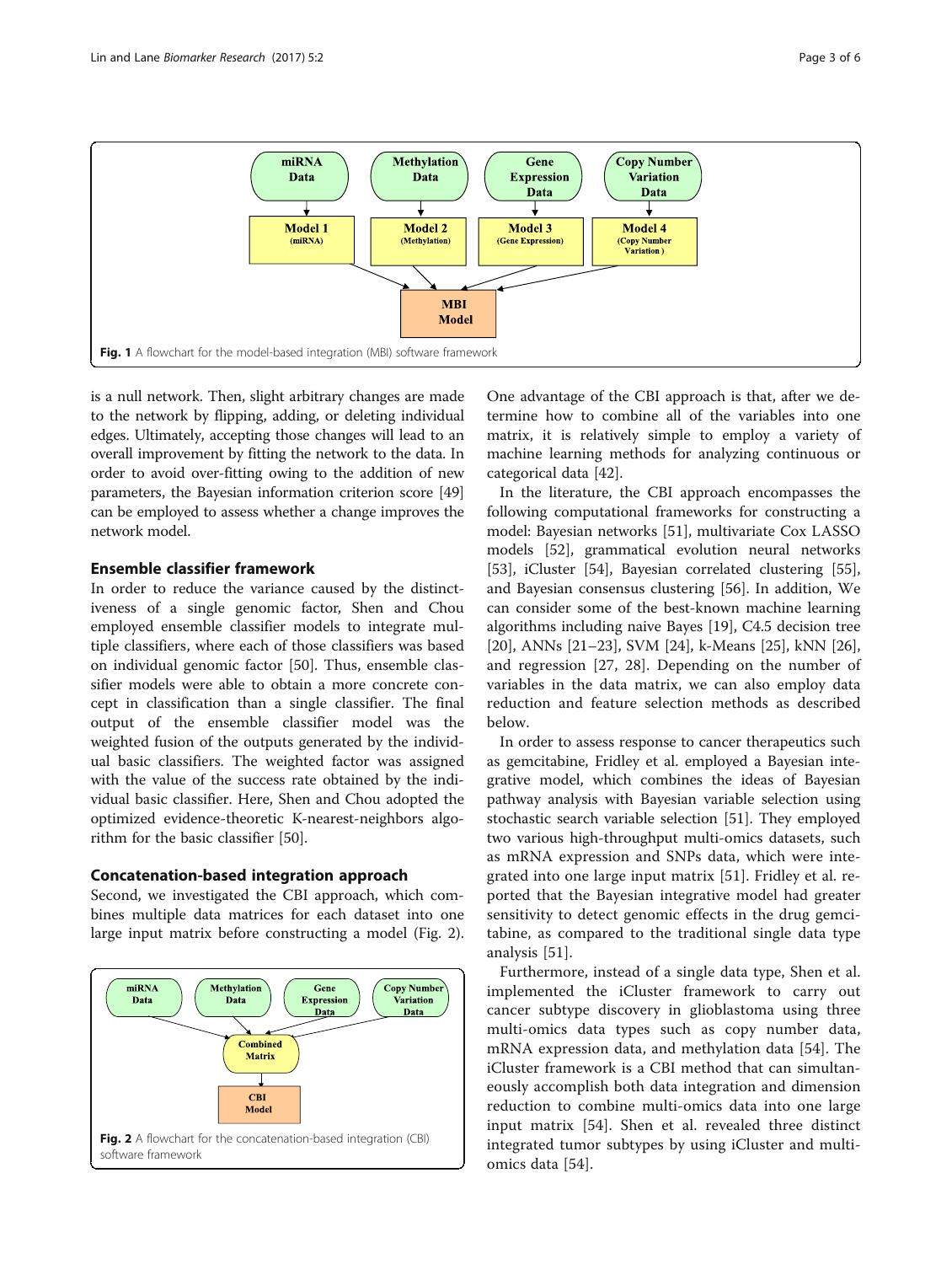Fig. 1 A flowchart for the model-based integration (MBI) software framework

is a null network. Then, slight arbitrary changes are made to the network by flipping, adding, or deleting individual edges. Ultimately, accepting those changes will lead to an overall improvement by fitting the network to the data. In order to avoid over-fitting owing to the addition of new parameters, the Bayesian information criterion score [49] can be employed to assess whether a change improves the network model.

## Ensemble classifier framework

In order to reduce the variance caused by the distinctiveness of a single genomic factor, Shen and Chou employed ensemble classifier models to integrate multiple classifiers, where each of those classifiers was based on individual genomic factor [50]. Thus, ensemble classifier models were able to obtain a more concrete concept in classification than a single classifier. The final output of the ensemble classifier model was the weighted fusion of the outputs generated by the individual basic classifiers. The weighted factor was assigned with the value of the success rate obtained by the individual basic classifier. Here, Shen and Chou adopted the optimized evidence-theoretic K-nearest-neighbors algorithm for the basic classifier [50].

## Concatenation-based integration approach

Second, we investigated the CBI approach, which combines multiple data matrices for each dataset into one large input matrix before constructing a model (Fig. 2).

Fig. 2 A flowchart for the concatenation-based integration (CBI) software framework

One advantage of the CBI approach is that, after we determine how to combine all of the variables into one matrix, it is relatively simple to employ a variety of machine learning methods for analyzing continuous or categorical data [42].

In the literature, the CBI approach encompasses the following computational frameworks for constructing a model: Bayesian networks [51], multivariate Cox LASSO models [52], grammatical evolution neural networks [53], iCluster [54], Bayesian correlated clustering [55], and Bayesian consensus clustering [56]. In addition, We can consider some of the best-known machine learning algorithms including naive Bayes [19], C4.5 decision tree [20], ANNs [21–23], SVM [24], k-Means [25], kNN [26], and regression [27, 28]. Depending on the number of variables in the data matrix, we can also employ data reduction and feature selection methods as described below.

In order to assess response to cancer therapeutics such as gemcitabine, Fridley et al. employed a Bayesian integrative model, which combines the ideas of Bayesian pathway analysis with Bayesian variable selection using stochastic search variable selection [51]. They employed two various high-throughput multi-omics datasets, such as mRNA expression and SNPs data, which were integrated into one large input matrix [51]. Fridley et al. reported that the Bayesian integrative model had greater sensitivity to detect genomic effects in the drug gemcitabine, as compared to the traditional single data type analysis [51].

Furthermore, instead of a single data type, Shen et al. implemented the iCluster framework to carry out cancer subtype discovery in glioblastoma using three multi-omics data types such as copy number data, mRNA expression data, and methylation data [54]. The iCluster framework is a CBI method that can simultaneously accomplish both data integration and dimension reduction to combine multi-omics data into one large input matrix [54]. Shen et al. revealed three distinct integrated tumor subtypes by using iCluster and multi-omics data [54].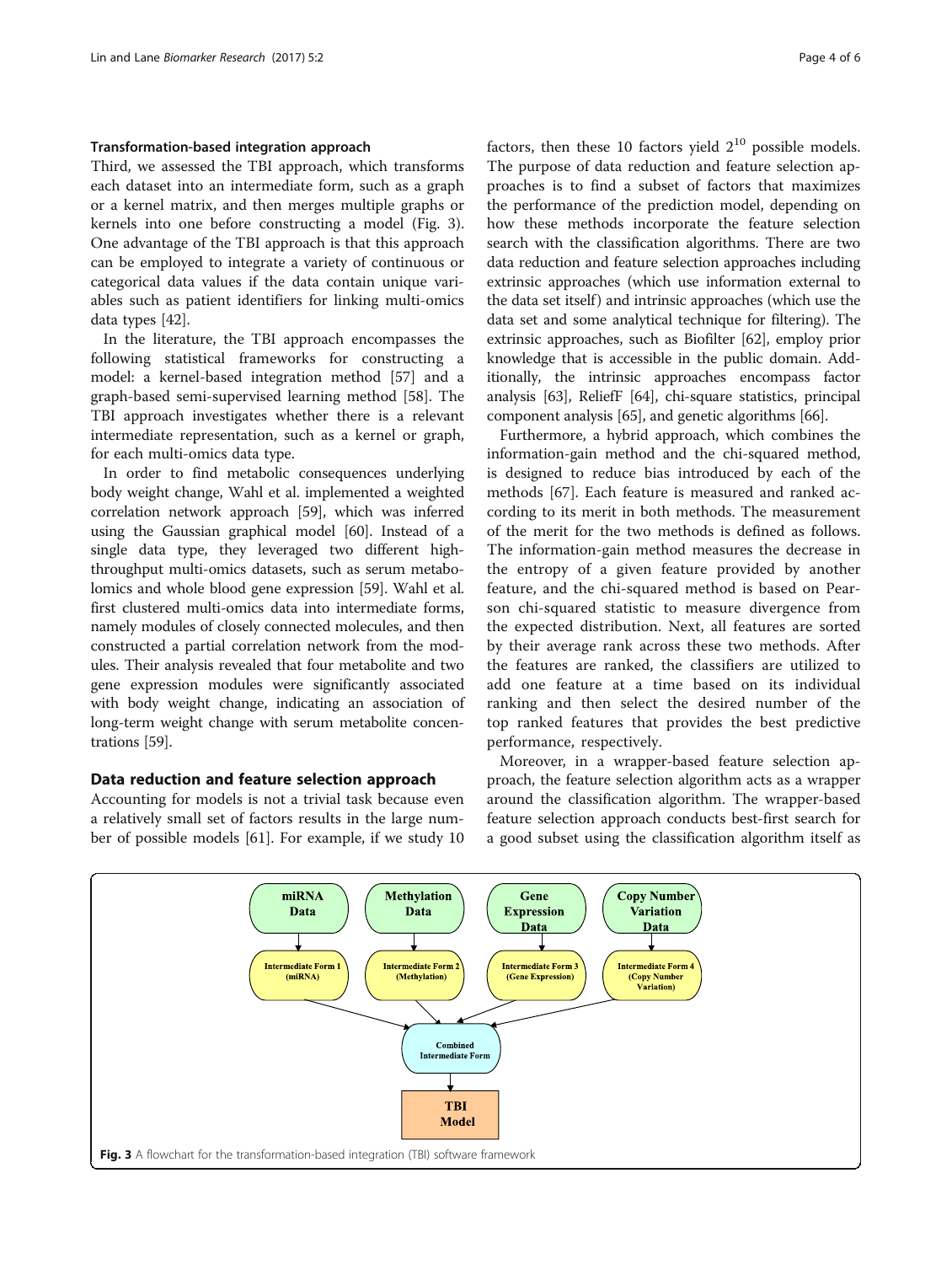### Transformation-based integration approach

Third, we assessed the TBI approach, which transforms each dataset into an intermediate form, such as a graph or a kernel matrix, and then merges multiple graphs or kernels into one before constructing a model (Fig. 3). One advantage of the TBI approach is that this approach can be employed to integrate a variety of continuous or categorical data values if the data contain unique variables such as patient identifiers for linking multi-omics data types [42].

In the literature, the TBI approach encompasses the following statistical frameworks for constructing a model: a kernel-based integration method [57] and a graph-based semi-supervised learning method [58]. The TBI approach investigates whether there is a relevant intermediate representation, such as a kernel or graph, for each multi-omics data type.

In order to find metabolic consequences underlying body weight change, Wahl et al. implemented a weighted correlation network approach [59], which was inferred using the Gaussian graphical model [60]. Instead of a single data type, they leveraged two different high-throughput multi-omics datasets, such as serum metabolomics and whole blood gene expression [59]. Wahl et al. first clustered multi-omics data into intermediate forms, namely modules of closely connected molecules, and then constructed a partial correlation network from the modules. Their analysis revealed that four metabolite and two gene expression modules were significantly associated with body weight change, indicating an association of long-term weight change with serum metabolite concentrations [59].

## Data reduction and feature selection approach

Accounting for models is not a trivial task because even a relatively small set of factors results in the large number of possible models [61]. For example, if we study 10 factors, then these 10 factors yield $2^{10}$ possible models. The purpose of data reduction and feature selection approaches is to find a subset of factors that maximizes the performance of the prediction model, depending on how these methods incorporate the feature selection search with the classification algorithms. There are two data reduction and feature selection approaches including extrinsic approaches (which use information external to the data set itself) and intrinsic approaches (which use the data set and some analytical technique for filtering). The extrinsic approaches, such as Biofilter [62], employ prior knowledge that is accessible in the public domain. Additionally, the intrinsic approaches encompass factor analysis [63], ReliefF [64], chi-square statistics, principal component analysis [65], and genetic algorithms [66].

Furthermore, a hybrid approach, which combines the information-gain method and the chi-squared method, is designed to reduce bias introduced by each of the methods [67]. Each feature is measured and ranked according to its merit in both methods. The measurement of the merit for the two methods is defined as follows. The information-gain method measures the decrease in the entropy of a given feature provided by another feature, and the chi-squared method is based on Pearson chi-squared statistic to measure divergence from the expected distribution. Next, all features are sorted by their average rank across these two methods. After the features are ranked, the classifiers are utilized to add one feature at a time based on its individual ranking and then select the desired number of the top ranked features that provides the best predictive performance, respectively.

Moreover, in a wrapper-based feature selection approach, the feature selection algorithm acts as a wrapper around the classification algorithm. The wrapper-based feature selection approach conducts best-first search for a good subset using the classification algorithm itself as

**Fig. 3** A flowchart for the transformation-based integration (TBI) software framework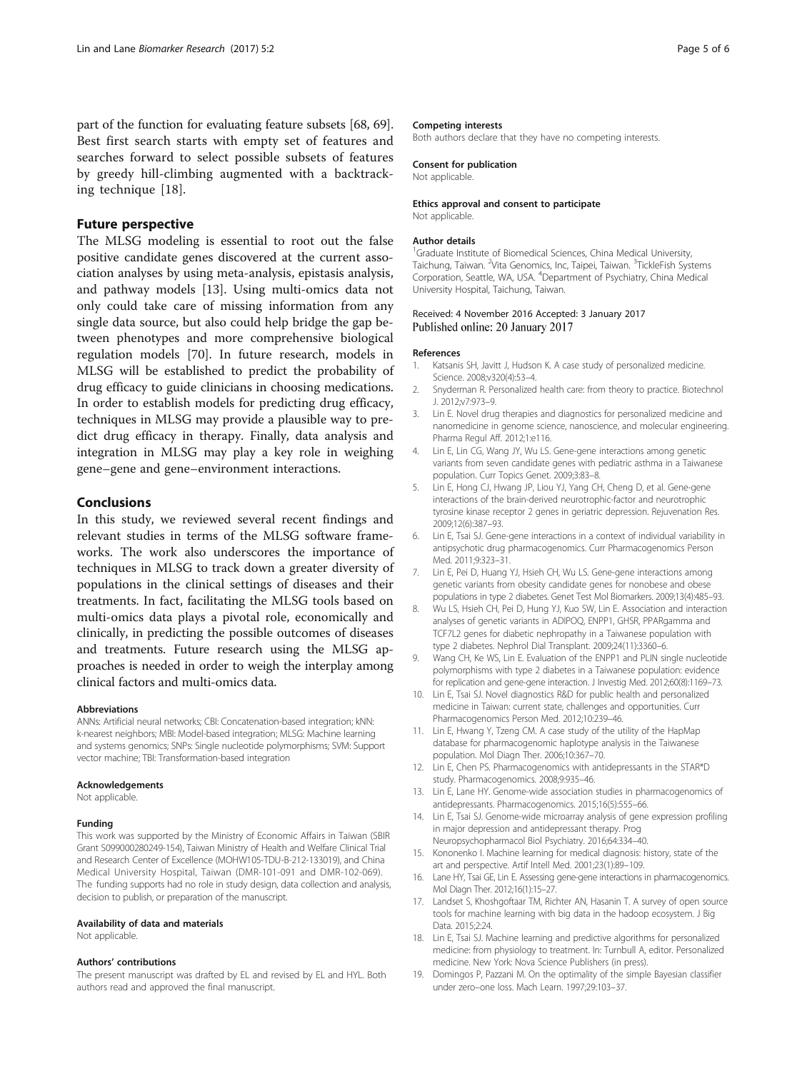part of the function for evaluating feature subsets [68, 69]. Best first search starts with empty set of features and searches forward to select possible subsets of features by greedy hill-climbing augmented with a backtracking technique [18].

## Future perspective

The MLSG modeling is essential to root out the false positive candidate genes discovered at the current association analyses by using meta-analysis, epistasis analysis, and pathway models [13]. Using multi-omics data not only could take care of missing information from any single data source, but also could help bridge the gap between phenotypes and more comprehensive biological regulation models [70]. In future research, models in MLSG will be established to predict the probability of drug efficacy to guide clinicians in choosing medications. In order to establish models for predicting drug efficacy, techniques in MLSG may provide a plausible way to predict drug efficacy in therapy. Finally, data analysis and integration in MLSG may play a key role in weighing gene–gene and gene–environment interactions.

## Conclusions

In this study, we reviewed several recent findings and relevant studies in terms of the MLSG software frameworks. The work also underscores the importance of techniques in MLSG to track down a greater diversity of populations in the clinical settings of diseases and their treatments. In fact, facilitating the MLSG tools based on multi-omics data plays a pivotal role, economically and clinically, in predicting the possible outcomes of diseases and treatments. Future research using the MLSG approaches is needed in order to weigh the interplay among clinical factors and multi-omics data.

#### Abbreviations

ANNs: Artificial neural networks; CBI: Concatenation-based integration; kNN: k-nearest neighbors; MBI: Model-based integration; MLSG: Machine learning and systems genomics; SNPs: Single nucleotide polymorphisms; SVM: Support vector machine; TBI: Transformation-based integration

#### Acknowledgements

Not applicable.

#### Funding

This work was supported by the Ministry of Economic Affairs in Taiwan (SBIR Grant S099000280249-154), Taiwan Ministry of Health and Welfare Clinical Trial and Research Center of Excellence (MOHW105-TDU-B-212-133019), and China Medical University Hospital, Taiwan (DMR-101-091 and DMR-102-069). The funding supports had no role in study design, data collection and analysis, decision to publish, or preparation of the manuscript.

#### Availability of data and materials

Not applicable.

#### Authors' contributions

The present manuscript was drafted by EL and revised by EL and HYL. Both authors read and approved the final manuscript.

#### Competing interests

Both authors declare that they have no competing interests.

#### Consent for publication

Not applicable.

#### Ethics approval and consent to participate

Not applicable.

#### Author details

[1]Graduate Institute of Biomedical Sciences, China Medical University, Taichung, Taiwan. [2]Vita Genomics, Inc, Taipei, Taiwan. [3]TickleFish Systems Corporation, Seattle, WA, USA. [4]Department of Psychiatry, China Medical University Hospital, Taichung, Taiwan.

Received: 4 November 2016 Accepted: 3 January 2017
Published online: 20 January 2017

#### References

1. Katsanis SH, Javitt J, Hudson K. A case study of personalized medicine. Science. 2008;v320(4):53–4.
2. Snyderman R. Personalized health care: from theory to practice. Biotechnol J. 2012;v7:973–9.
3. Lin E. Novel drug therapies and diagnostics for personalized medicine and nanomedicine in genome science, nanoscience, and molecular engineering. Pharma Regul Aff. 2012;1:e116.
4. Lin E, Lin CG, Wang JY, Wu LS. Gene-gene interactions among genetic variants from seven candidate genes with pediatric asthma in a Taiwanese population. Curr Topics Genet. 2009;3:83–8.
5. Lin E, Hong CJ, Hwang JP, Liou YJ, Yang CH, Cheng D, et al. Gene-gene interactions of the brain-derived neurotrophic-factor and neurotrophic tyrosine kinase receptor 2 genes in geriatric depression. Rejuvenation Res. 2009;12(6):387–93.
6. Lin E, Tsai SJ. Gene-gene interactions in a context of individual variability in antipsychotic drug pharmacogenomics. Curr Pharmacogenomics Person Med. 2011;9:323–31.
7. Lin E, Pei D, Huang YJ, Hsieh CH, Wu LS. Gene-gene interactions among genetic variants from obesity candidate genes for nonobese and obese populations in type 2 diabetes. Genet Test Mol Biomarkers. 2009;13(4):485–93.
8. Wu LS, Hsieh CH, Pei D, Hung YJ, Kuo SW, Lin E. Association and interaction analyses of genetic variants in ADIPOQ, ENPP1, GHSR, PPARgamma and TCF7L2 genes for diabetic nephropathy in a Taiwanese population with type 2 diabetes. Nephrol Dial Transplant. 2009;24(11):3360–6.
9. Wang CH, Ke WS, Lin E. Evaluation of the ENPP1 and PLIN single nucleotide polymorphisms with type 2 diabetes in a Taiwanese population: evidence for replication and gene-gene interaction. J Investig Med. 2012;60(8):1169–73.
10. Lin E, Tsai SJ. Novel diagnostics R&D for public health and personalized medicine in Taiwan: current state, challenges and opportunities. Curr Pharmacogenomics Person Med. 2012;10:239–46.
11. Lin E, Hwang Y, Tzeng CM. A case study of the utility of the HapMap database for pharmacogenomic haplotype analysis in the Taiwanese population. Mol Diagn Ther. 2006;10:367–70.
12. Lin E, Chen PS. Pharmacogenomics with antidepressants in the STAR*D study. Pharmacogenomics. 2008;9:935–46.
13. Lin E, Lane HY. Genome-wide association studies in pharmacogenomics of antidepressants. Pharmacogenomics. 2015;16(5):555–66.
14. Lin E, Tsai SJ. Genome-wide microarray analysis of gene expression profiling in major depression and antidepressant therapy. Prog Neuropsychopharmacol Biol Psychiatry. 2016;64:334–40.
15. Kononenko I. Machine learning for medical diagnosis: history, state of the art and perspective. Artif Intell Med. 2001;23(1):89–109.
16. Lane HY, Tsai GE, Lin E. Assessing gene-gene interactions in pharmacogenomics. Mol Diagn Ther. 2012;16(1):15–27.
17. Landset S, Khoshgoftaar TM, Richter AN, Hasanin T. A survey of open source tools for machine learning with big data in the hadoop ecosystem. J Big Data. 2015;2:24.
18. Lin E, Tsai SJ. Machine learning and predictive algorithms for personalized medicine: from physiology to treatment. In: Turnbull A, editor. Personalized medicine. New York: Nova Science Publishers (in press).
19. Domingos P, Pazzani M. On the optimality of the simple Bayesian classifier under zero–one loss. Mach Learn. 1997;29:103–37.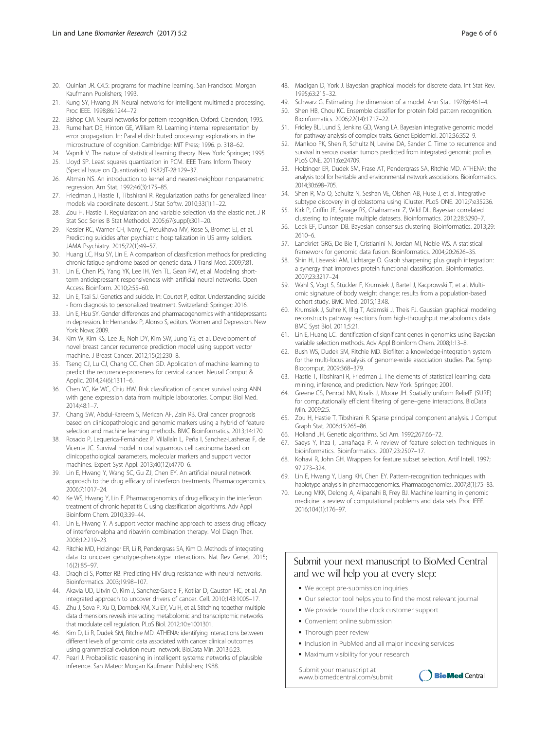20. Quinlan JR. C4.5: programs for machine learning. San Francisco: Morgan Kaufmann Publishers; 1993.
21. Kung SY, Hwang JN. Neural networks for intelligent multimedia processing. Proc IEEE. 1998;86:1244–72.
22. Bishop CM. Neural networks for pattern recognition. Oxford: Clarendon; 1995.
23. Rumelhart DE, Hinton GE, William RJ. Learning internal representation by error propagation. In: Parallel distributed processing: explorations in the microstructure of cognition. Cambridge: MIT Press; 1996. p. 318–62.
24. Vapnik V. The nature of statistical learning theory. New York: Springer; 1995.
25. Lloyd SP. Least squares quantization in PCM. IEEE Trans Inform Theory (Special Issue on Quantization). 1982;IT-28:129–37.
26. Altman NS. An introduction to kernel and nearest-neighbor nonparametric regression. Am Stat. 1992;46(3):175–85.
27. Friedman J, Hastie T, Tibshirani R. Regularization paths for generalized linear models via coordinate descent. J Stat Softw. 2010;33(1):1–22.
28. Zou H, Hastie T. Regularization and variable selection via the elastic net. J R Stat Soc Series B Stat Methodol. 2005;67(suppl):301–20.
29. Kessler RC, Warner CH, Ivany C, Petukhova MV, Rose S, Bromet EJ, et al. Predicting suicides after psychiatric hospitalization in US army soldiers. JAMA Psychiatry. 2015;72(1):49–57.
30. Huang LC, Hsu SY, Lin E. A comparison of classification methods for predicting chronic fatigue syndrome based on genetic data. J Transl Med. 2009;7:81.
31. Lin E, Chen PS, Yang YK, Lee IH, Yeh TL, Gean PW, et al. Modeling short-term antidepressant responsiveness with artificial neural networks. Open Access Bioinform. 2010;2:55–60.
32. Lin E, Tsai SJ. Genetics and suicide. In: Courtet P, editor. Understanding suicide - from diagnosis to personalized treatment. Switzerland: Springer; 2016.
33. Lin E, Hsu SY. Gender differences and pharmacogenomics with antidepressants in depression. In: Hernandez P, Alonso S, editors. Women and Depression. New York: Nova; 2009.
34. Kim W, Kim KS, Lee JE, Noh DY, Kim SW, Jung YS, et al. Development of novel breast cancer recurrence prediction model using support vector machine. J Breast Cancer. 2012;15(2):230–8.
35. Tseng CJ, Lu CJ, Chang CC, Chen GD. Application of machine learning to predict the recurrence-proneness for cervical cancer. Neural Comput & Applic. 2014;24(6):1311–6.
36. Chen YC, Ke WC, Chiu HW. Risk classification of cancer survival using ANN with gene expression data from multiple laboratories. Comput Biol Med. 2014;48:1–7.
37. Chang SW, Abdul-Kareem S, Merican AF, Zain RB. Oral cancer prognosis based on clinicopathologic and genomic markers using a hybrid of feature selection and machine learning methods. BMC Bioinformatics. 2013;14:170.
38. Rosado P, Lequerica-Fernández P, Villallaín L, Peña I, Sanchez-Lasheras F, de Vicente JC. Survival model in oral squamous cell carcinoma based on clinicopathological parameters, molecular markers and support vector machines. Expert Syst Appl. 2013;40(12):4770–6.
39. Lin E, Hwang Y, Wang SC, Gu ZJ, Chen EY. An artificial neural network approach to the drug efficacy of interferon treatments. Pharmacogenomics. 2006;7:1017–24.
40. Ke WS, Hwang Y, Lin E. Pharmacogenomics of drug efficacy in the interferon treatment of chronic hepatitis C using classification algorithms. Adv Appl Bioinform Chem. 2010;3:39–44.
41. Lin E, Hwang Y. A support vector machine approach to assess drug efficacy of interferon-alpha and ribavirin combination therapy. Mol Diagn Ther. 2008;12:219–23.
42. Ritchie MD, Holzinger ER, Li R, Pendergrass SA, Kim D. Methods of integrating data to uncover genotype-phenotype interactions. Nat Rev Genet. 2015; 16(2):85–97.
43. Draghici S, Potter RB. Predicting HIV drug resistance with neural networks. Bioinformatics. 2003;19:98–107.
44. Akavia UD, Litvin O, Kim J, Sanchez-Garcia F, Kotliar D, Causton HC, et al. An integrated approach to uncover drivers of cancer. Cell. 2010;143:1005–17.
45. Zhu J, Sova P, Xu Q, Dombek KM, Xu EY, Vu H, et al. Stitching together multiple data dimensions reveals interacting metabolomic and transcriptomic networks that modulate cell regulation. PLoS Biol. 2012;10:e1001301.
46. Kim D, Li R, Dudek SM, Ritchie MD. ATHENA: identifying interactions between different levels of genomic data associated with cancer clinical outcomes using grammatical evolution neural network. BioData Min. 2013;6:23.
47. Pearl J. Probabilistic reasoning in intelligent systems: networks of plausible inference. San Mateo: Morgan Kaufmann Publishers; 1988.
48. Madigan D, York J. Bayesian graphical models for discrete data. Int Stat Rev. 1995;63:215–32.
49. Schwarz G. Estimating the dimension of a model. Ann Stat. 1978;6:461–4.
50. Shen HB, Chou KC. Ensemble classifier for protein fold pattern recognition. Bioinformatics. 2006;22(14):1717–22.
51. Fridley BL, Lund S, Jenkins GD, Wang LA. Bayesian integrative genomic model for pathway analysis of complex traits. Genet Epidemiol. 2012;36:352–9.
52. Mankoo PK, Shen R, Schultz N, Levine DA, Sander C. Time to recurrence and survival in serous ovarian tumors predicted from integrated genomic profiles. PLoS ONE. 2011;6:e24709.
53. Holzinger ER, Dudek SM, Frase AT, Pendergrass SA, Ritchie MD. ATHENA: the analysis tool for heritable and environmental network associations. Bioinformatics. 2014;30:698–705.
54. Shen R, Mo Q, Schultz N, Seshan VE, Olshen AB, Huse J, et al. Integrative subtype discovery in glioblastoma using iCluster. PLoS ONE. 2012;7:e35236.
55. Kirk P, Griffin JE, Savage RS, Ghahramani Z, Wild DL. Bayesian correlated clustering to integrate multiple datasets. Bioinformatics. 2012;28:3290–7.
56. Lock EF, Dunson DB. Bayesian consensus clustering. Bioinformatics. 2013;29: 2610–6.
57. Lanckriet GRG, De Bie T, Cristianini N, Jordan MI, Noble WS. A statistical framework for genomic data fusion. Bioinformatics. 2004;20:2626–35.
58. Shin H, Lisewski AM, Lichtarge O. Graph sharpening plus graph integration: a synergy that improves protein functional classification. Bioinformatics. 2007;23:3217–24.
59. Wahl S, Vogt S, Stückler F, Krumsiek J, Bartel J, Kacprowski T, et al. Multi-omic signature of body weight change: results from a population-based cohort study. BMC Med. 2015;13:48.
60. Krumsiek J, Suhre K, Illig T, Adamski J, Theis FJ. Gaussian graphical modeling reconstructs pathway reactions from high-throughput metabolomics data. BMC Syst Biol. 2011;5:21.
61. Lin E, Huang LC. Identification of significant genes in genomics using Bayesian variable selection methods. Adv Appl Bioinform Chem. 2008;1:13–8.
62. Bush WS, Dudek SM, Ritchie MD. Biofilter: a knowledge-integration system for the multi-locus analysis of genome-wide association studies. Pac Symp Biocomput. 2009;368–379.
63. Hastie T, Tibshirani R, Friedman J. The elements of statistical learning: data mining, inference, and prediction. New York: Springer; 2001.
64. Greene CS, Penrod NM, Kiralis J, Moore JH. Spatially uniform ReliefF (SURF) for computationally efficient filtering of gene–gene interactions. BioData Min. 2009;2:5.
65. Zou H, Hastie T, Tibshirani R. Sparse principal component analysis. J Comput Graph Stat. 2006;15:265–86.
66. Holland JH. Genetic algorithms. Sci Am. 1992;267:66–72.
67. Saeys Y, Inza I, Larrañaga P. A review of feature selection techniques in bioinformatics. Bioinformatics. 2007;23:2507–17.
68. Kohavi R, John GH. Wrappers for feature subset selection. Artif Intell. 1997; 97:273–324.
69. Lin E, Hwang Y, Liang KH, Chen EY. Pattern-recognition techniques with haplotype analysis in pharmacogenomics. Pharmacogenomics. 2007;8(1):75–83.
70. Leung MKK, Delong A, Alipanahi B, Frey BJ. Machine learning in genomic medicine: a review of computational problems and data sets. Proc IEEE. 2016;104(1):176–97.

Submit your next manuscript to BioMed Central and we will help you at every step:

- We accept pre-submission inquiries
- Our selector tool helps you to find the most relevant journal
- We provide round the clock customer support
- Convenient online submission
- Thorough peer review
- Inclusion in PubMed and all major indexing services
- Maximum visibility for your research

Submit your manuscript at
www.biomedcentral.com/submit

BioMed Central